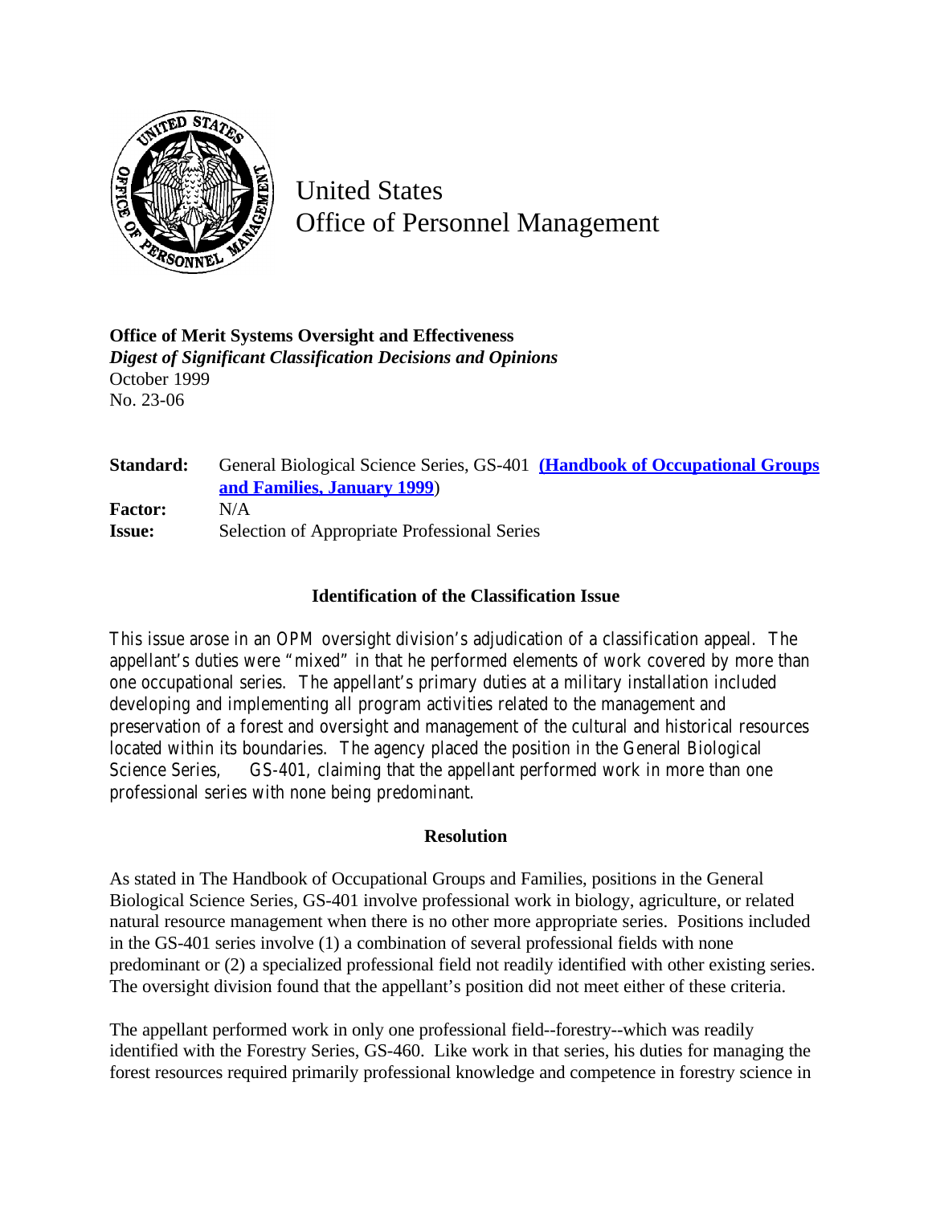United States
Office of Personnel Management

**Office of Merit Systems Oversight and Effectiveness**
***Digest of Significant Classification Decisions and Opinions***
October 1999
No. 23-06

| | |
|---|---|
| **Standard:** | General Biological Science Series, GS-401 **(Handbook of Occupational Groups and Families, January 1999)** |
| **Factor:** | N/A |
| **Issue:** | Selection of Appropriate Professional Series |

## Identification of the Classification Issue

This issue arose in an OPM oversight division's adjudication of a classification appeal. The appellant's duties were "mixed" in that he performed elements of work covered by more than one occupational series. The appellant's primary duties at a military installation included developing and implementing all program activities related to the management and preservation of a forest and oversight and management of the cultural and historical resources located within its boundaries. The agency placed the position in the General Biological Science Series, GS-401, claiming that the appellant performed work in more than one professional series with none being predominant.

## Resolution

As stated in The Handbook of Occupational Groups and Families, positions in the General Biological Science Series, GS-401 involve professional work in biology, agriculture, or related natural resource management when there is no other more appropriate series. Positions included in the GS-401 series involve (1) a combination of several professional fields with none predominant or (2) a specialized professional field not readily identified with other existing series. The oversight division found that the appellant's position did not meet either of these criteria.

The appellant performed work in only one professional field--forestry--which was readily identified with the Forestry Series, GS-460. Like work in that series, his duties for managing the forest resources required primarily professional knowledge and competence in forestry science in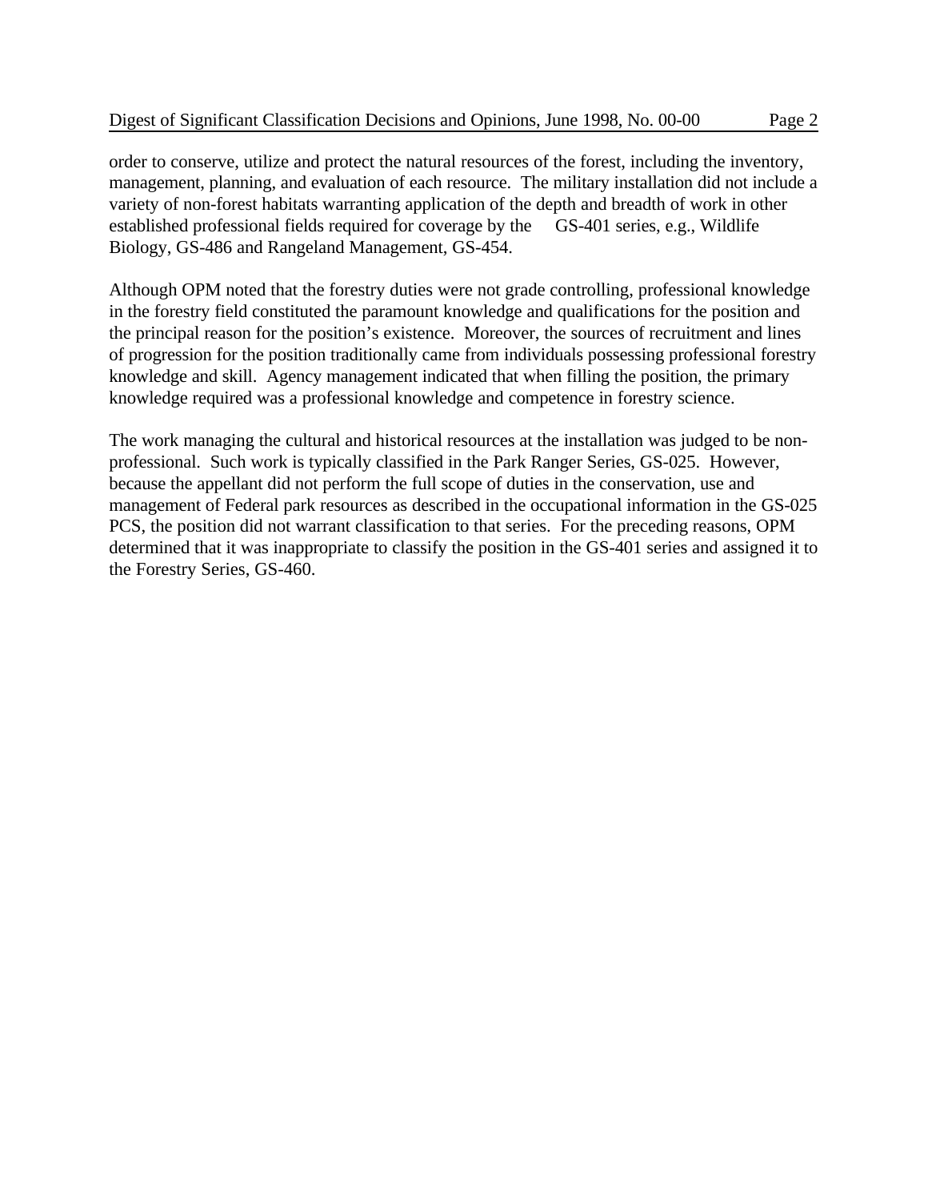order to conserve, utilize and protect the natural resources of the forest, including the inventory, management, planning, and evaluation of each resource. The military installation did not include a variety of non-forest habitats warranting application of the depth and breadth of work in other established professional fields required for coverage by the GS-401 series, e.g., Wildlife Biology, GS-486 and Rangeland Management, GS-454.

Although OPM noted that the forestry duties were not grade controlling, professional knowledge in the forestry field constituted the paramount knowledge and qualifications for the position and the principal reason for the position's existence. Moreover, the sources of recruitment and lines of progression for the position traditionally came from individuals possessing professional forestry knowledge and skill. Agency management indicated that when filling the position, the primary knowledge required was a professional knowledge and competence in forestry science.

The work managing the cultural and historical resources at the installation was judged to be non-professional. Such work is typically classified in the Park Ranger Series, GS-025. However, because the appellant did not perform the full scope of duties in the conservation, use and management of Federal park resources as described in the occupational information in the GS-025 PCS, the position did not warrant classification to that series. For the preceding reasons, OPM determined that it was inappropriate to classify the position in the GS-401 series and assigned it to the Forestry Series, GS-460.